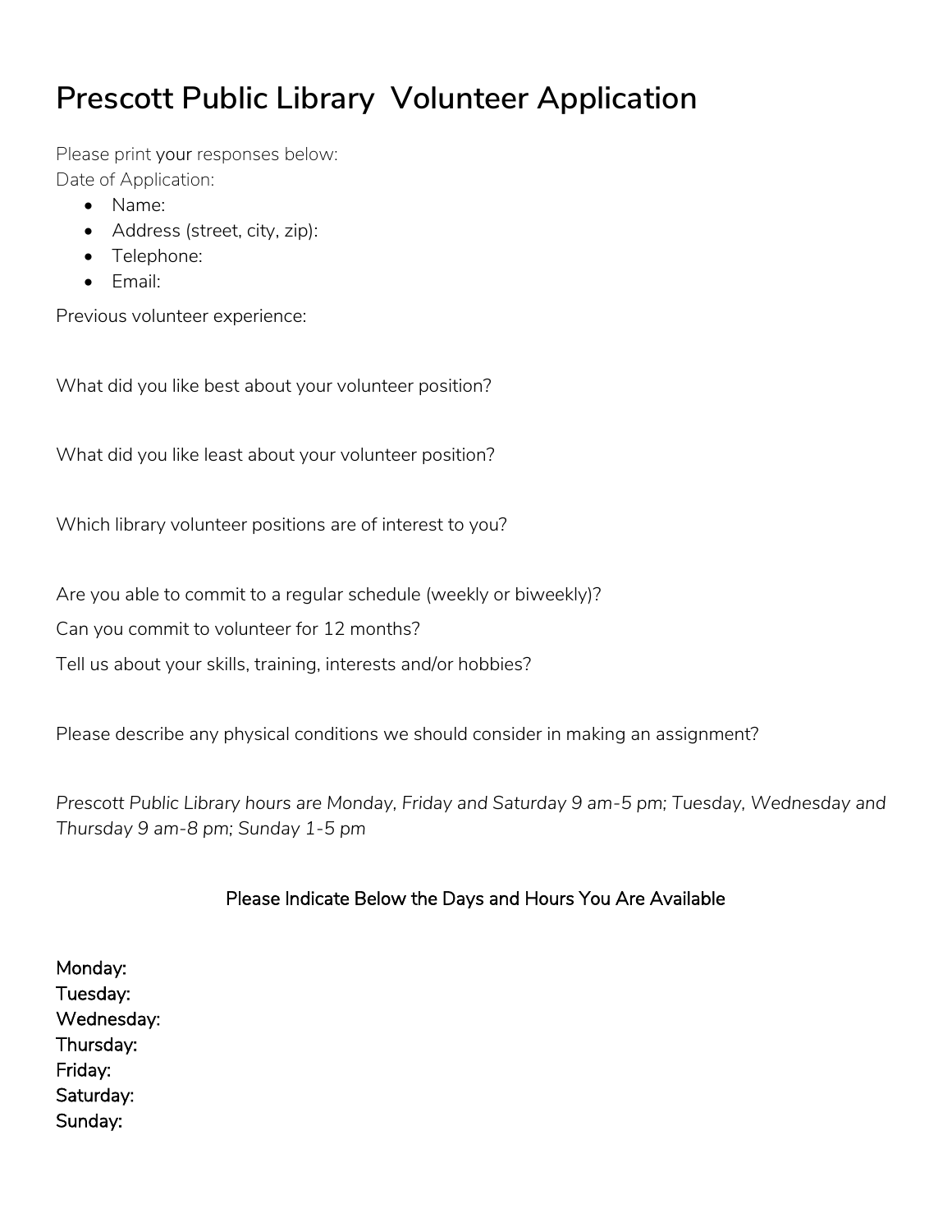# Prescott Public Library  Volunteer Application

Please print your responses below:

Date of Application:

- Name:
- Address (street, city, zip):
- Telephone:
- Email:

Previous volunteer experience:

What did you like best about your volunteer position?

What did you like least about your volunteer position?

Which library volunteer positions are of interest to you?

Are you able to commit to a regular schedule (weekly or biweekly)?

Can you commit to volunteer for 12 months?

Tell us about your skills, training, interests and/or hobbies?

Please describe any physical conditions we should consider in making an assignment?

*Prescott Public Library hours are Monday, Friday and Saturday 9 am-5 pm; Tuesday, Wednesday and Thursday 9 am-8 pm; Sunday 1-5 pm*

Please Indicate Below the Days and Hours You Are Available

**Monday:**
**Tuesday:**
**Wednesday:**
**Thursday:**
**Friday:**
**Saturday:**
**Sunday:**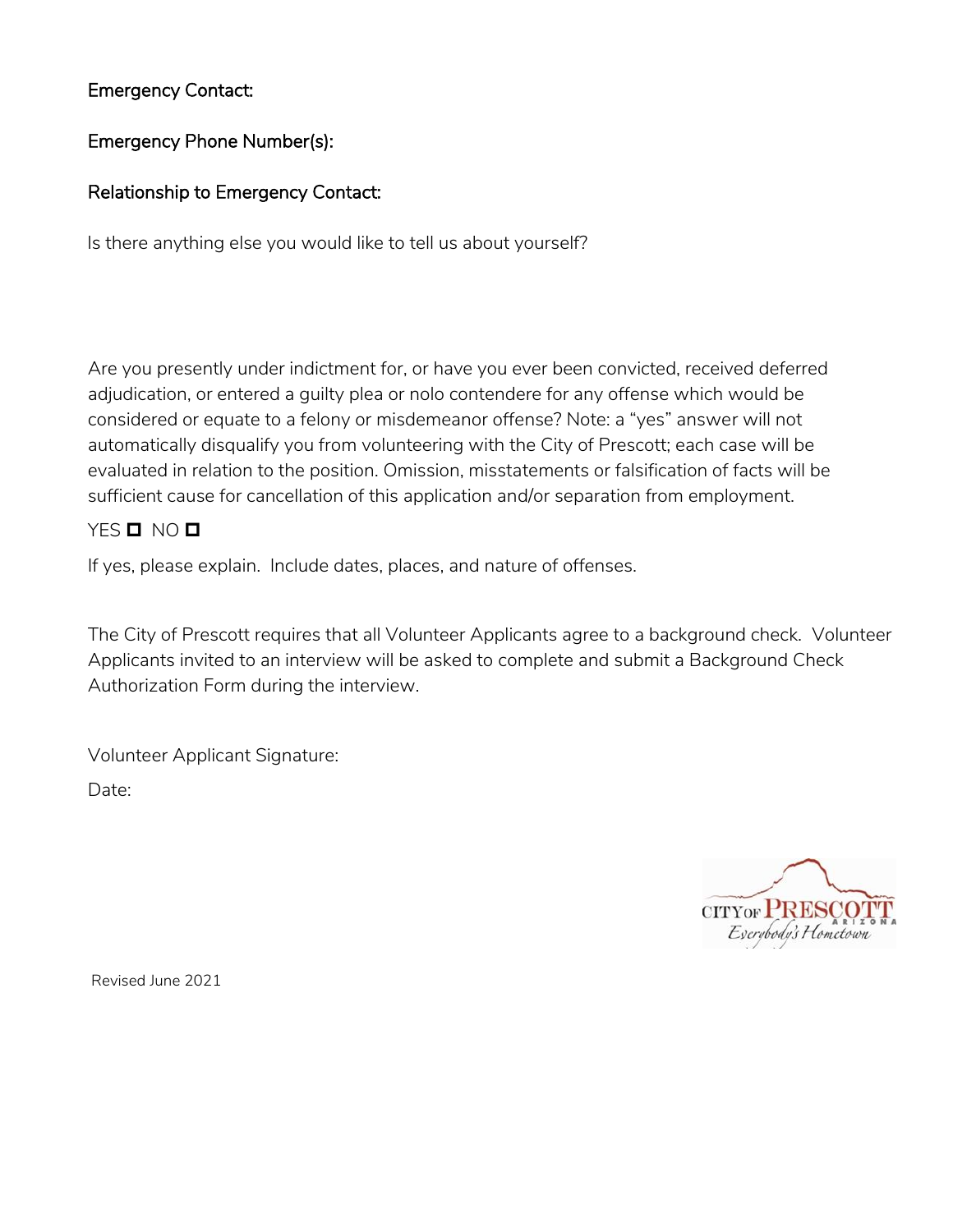Emergency Contact:

Emergency Phone Number(s):

Relationship to Emergency Contact:

Is there anything else you would like to tell us about yourself?

Are you presently under indictment for, or have you ever been convicted, received deferred adjudication, or entered a guilty plea or nolo contendere for any offense which would be considered or equate to a felony or misdemeanor offense? Note: a "yes" answer will not automatically disqualify you from volunteering with the City of Prescott; each case will be evaluated in relation to the position. Omission, misstatements or falsification of facts will be sufficient cause for cancellation of this application and/or separation from employment.

YES ☐ NO ☐

If yes, please explain. Include dates, places, and nature of offenses.

The City of Prescott requires that all Volunteer Applicants agree to a background check. Volunteer Applicants invited to an interview will be asked to complete and submit a Background Check Authorization Form during the interview.

Volunteer Applicant Signature:

Date:

CITY OF PRESCOTT ARIZONA
Everybody's Hometown

Revised June 2021